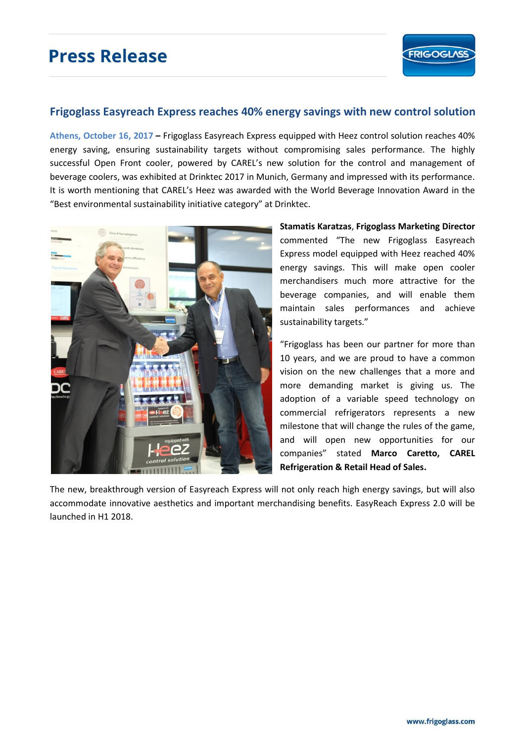# Press Release

## Frigoglass Easyreach Express reaches 40% energy savings with new control solution

**Athens, October 16, 2017 –** Frigoglass Easyreach Express equipped with Heez control solution reaches 40% energy saving, ensuring sustainability targets without compromising sales performance. The highly successful Open Front cooler, powered by CAREL's new solution for the control and management of beverage coolers, was exhibited at Drinktec 2017 in Munich, Germany and impressed with its performance. It is worth mentioning that CAREL's Heez was awarded with the World Beverage Innovation Award in the "Best environmental sustainability initiative category" at Drinktec.

**Stamatis Karatzas**, **Frigoglass Marketing Director** commented "The new Frigoglass Easyreach Express model equipped with Heez reached 40% energy savings. This will make open cooler merchandisers much more attractive for the beverage companies, and will enable them maintain sales performances and achieve sustainability targets."

"Frigoglass has been our partner for more than 10 years, and we are proud to have a common vision on the new challenges that a more and more demanding market is giving us. The adoption of a variable speed technology on commercial refrigerators represents a new milestone that will change the rules of the game, and will open new opportunities for our companies" stated **Marco Caretto, CAREL Refrigeration & Retail Head of Sales.**

The new, breakthrough version of Easyreach Express will not only reach high energy savings, but will also accommodate innovative aesthetics and important merchandising benefits. EasyReach Express 2.0 will be launched in H1 2018.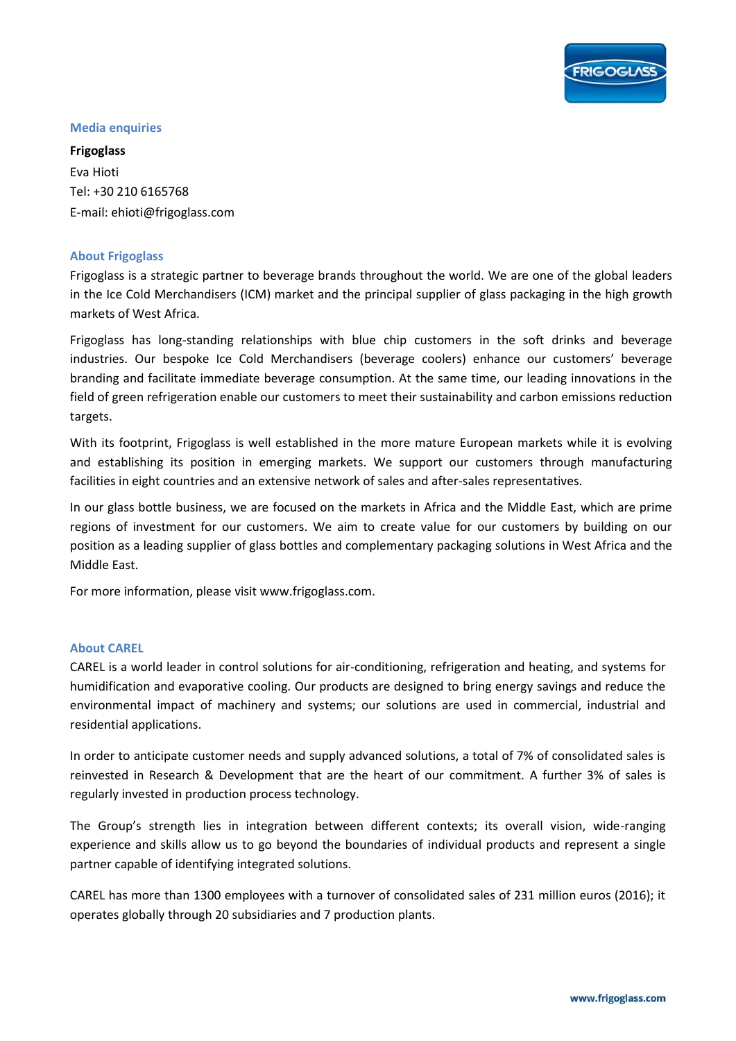### Media enquiries

**Frigoglass**
Eva Hioti
Tel: +30 210 6165768
E-mail: ehioti@frigoglass.com

### About Frigoglass

Frigoglass is a strategic partner to beverage brands throughout the world. We are one of the global leaders in the Ice Cold Merchandisers (ICM) market and the principal supplier of glass packaging in the high growth markets of West Africa.

Frigoglass has long-standing relationships with blue chip customers in the soft drinks and beverage industries. Our bespoke Ice Cold Merchandisers (beverage coolers) enhance our customers' beverage branding and facilitate immediate beverage consumption. At the same time, our leading innovations in the field of green refrigeration enable our customers to meet their sustainability and carbon emissions reduction targets.

With its footprint, Frigoglass is well established in the more mature European markets while it is evolving and establishing its position in emerging markets. We support our customers through manufacturing facilities in eight countries and an extensive network of sales and after-sales representatives.

In our glass bottle business, we are focused on the markets in Africa and the Middle East, which are prime regions of investment for our customers. We aim to create value for our customers by building on our position as a leading supplier of glass bottles and complementary packaging solutions in West Africa and the Middle East.

For more information, please visit www.frigoglass.com.

### About CAREL

CAREL is a world leader in control solutions for air-conditioning, refrigeration and heating, and systems for humidification and evaporative cooling. Our products are designed to bring energy savings and reduce the environmental impact of machinery and systems; our solutions are used in commercial, industrial and residential applications.

In order to anticipate customer needs and supply advanced solutions, a total of 7% of consolidated sales is reinvested in Research & Development that are the heart of our commitment. A further 3% of sales is regularly invested in production process technology.

The Group's strength lies in integration between different contexts; its overall vision, wide-ranging experience and skills allow us to go beyond the boundaries of individual products and represent a single partner capable of identifying integrated solutions.

CAREL has more than 1300 employees with a turnover of consolidated sales of 231 million euros (2016); it operates globally through 20 subsidiaries and 7 production plants.